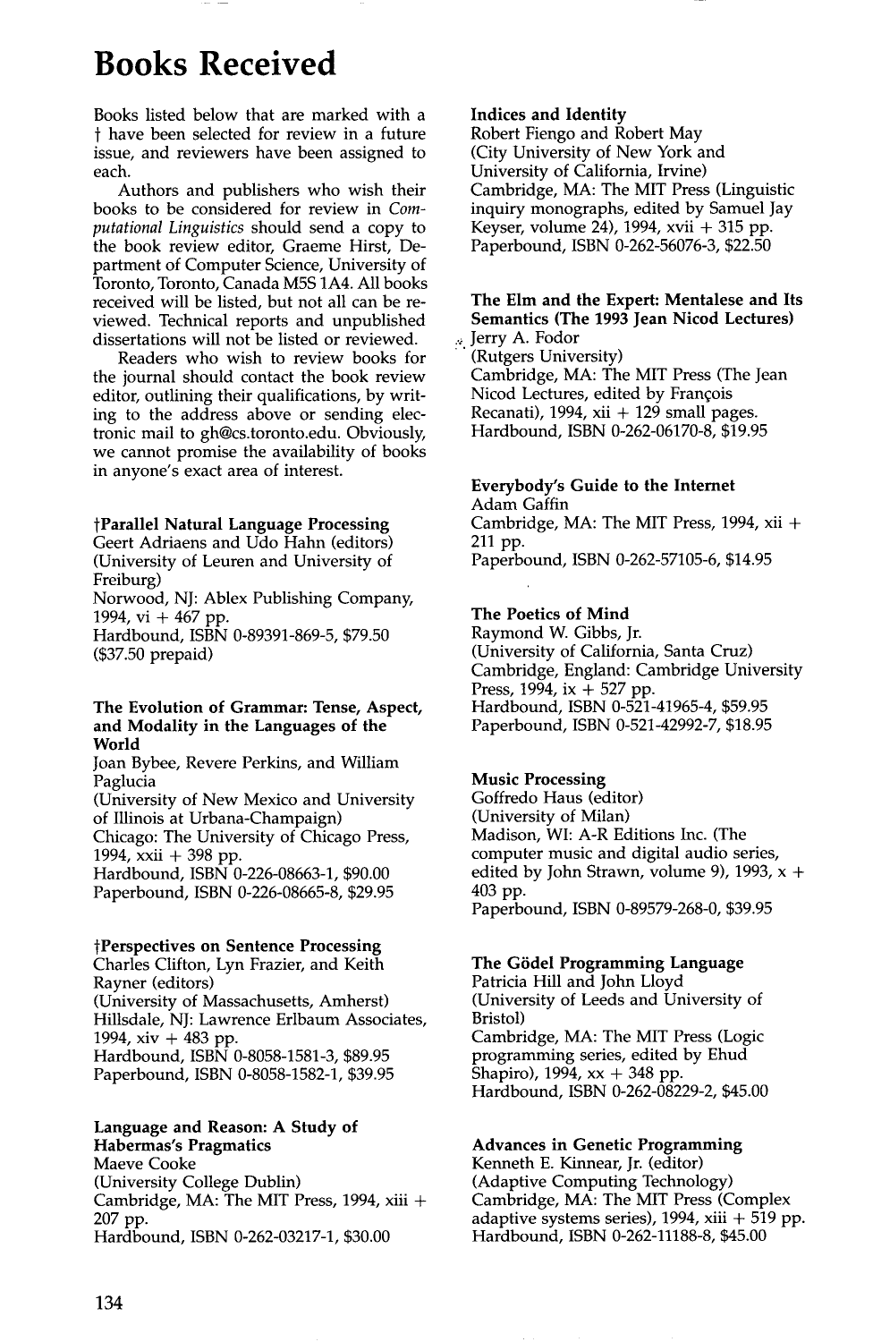# Books Received

Books listed below that are marked with a † have been selected for review in a future issue, and reviewers have been assigned to each.

Authors and publishers who wish their books to be considered for review in *Computational Linguistics* should send a copy to the book review editor, Graeme Hirst, Department of Computer Science, University of Toronto, Toronto, Canada M5S 1A4. All books received will be listed, but not all can be reviewed. Technical reports and unpublished dissertations will not be listed or reviewed.

Readers who wish to review books for the journal should contact the book review editor, outlining their qualifications, by writing to the address above or sending electronic mail to gh@cs.toronto.edu. Obviously, we cannot promise the availability of books in anyone's exact area of interest.

**†Parallel Natural Language Processing**
Geert Adriaens and Udo Hahn (editors)
(University of Leuren and University of Freiburg)
Norwood, NJ: Ablex Publishing Company, 1994, vi + 467 pp.
Hardbound, ISBN 0-89391-869-5, $79.50 ($37.50 prepaid)

**The Evolution of Grammar: Tense, Aspect, and Modality in the Languages of the World**
Joan Bybee, Revere Perkins, and William Paglucia
(University of New Mexico and University of Illinois at Urbana-Champaign)
Chicago: The University of Chicago Press, 1994, xxii + 398 pp.
Hardbound, ISBN 0-226-08663-1, $90.00
Paperbound, ISBN 0-226-08665-8, $29.95

**†Perspectives on Sentence Processing**
Charles Clifton, Lyn Frazier, and Keith Rayner (editors)
(University of Massachusetts, Amherst)
Hillsdale, NJ: Lawrence Erlbaum Associates, 1994, xiv + 483 pp.
Hardbound, ISBN 0-8058-1581-3, $89.95
Paperbound, ISBN 0-8058-1582-1, $39.95

**Language and Reason: A Study of Habermas's Pragmatics**
Maeve Cooke
(University College Dublin)
Cambridge, MA: The MIT Press, 1994, xiii + 207 pp.
Hardbound, ISBN 0-262-03217-1, $30.00

**Indices and Identity**
Robert Fiengo and Robert May
(City University of New York and University of California, Irvine)
Cambridge, MA: The MIT Press (Linguistic inquiry monographs, edited by Samuel Jay Keyser, volume 24), 1994, xvii + 315 pp.
Paperbound, ISBN 0-262-56076-3, $22.50

**The Elm and the Expert: Mentalese and Its Semantics (The 1993 Jean Nicod Lectures)**
Jerry A. Fodor
(Rutgers University)
Cambridge, MA: The MIT Press (The Jean Nicod Lectures, edited by François Recanati), 1994, xii + 129 small pages.
Hardbound, ISBN 0-262-06170-8, $19.95

**Everybody's Guide to the Internet**
Adam Gaffin
Cambridge, MA: The MIT Press, 1994, xii + 211 pp.
Paperbound, ISBN 0-262-57105-6, $14.95

**The Poetics of Mind**
Raymond W. Gibbs, Jr.
(University of California, Santa Cruz)
Cambridge, England: Cambridge University Press, 1994, ix + 527 pp.
Hardbound, ISBN 0-521-41965-4, $59.95
Paperbound, ISBN 0-521-42992-7, $18.95

**Music Processing**
Goffredo Haus (editor)
(University of Milan)
Madison, WI: A-R Editions Inc. (The computer music and digital audio series, edited by John Strawn, volume 9), 1993, x + 403 pp.
Paperbound, ISBN 0-89579-268-0, $39.95

**The Gödel Programming Language**
Patricia Hill and John Lloyd
(University of Leeds and University of Bristol)
Cambridge, MA: The MIT Press (Logic programming series, edited by Ehud Shapiro), 1994, xx + 348 pp.
Hardbound, ISBN 0-262-08229-2, $45.00

**Advances in Genetic Programming**
Kenneth E. Kinnear, Jr. (editor)
(Adaptive Computing Technology)
Cambridge, MA: The MIT Press (Complex adaptive systems series), 1994, xiii + 519 pp.
Hardbound, ISBN 0-262-11188-8, $45.00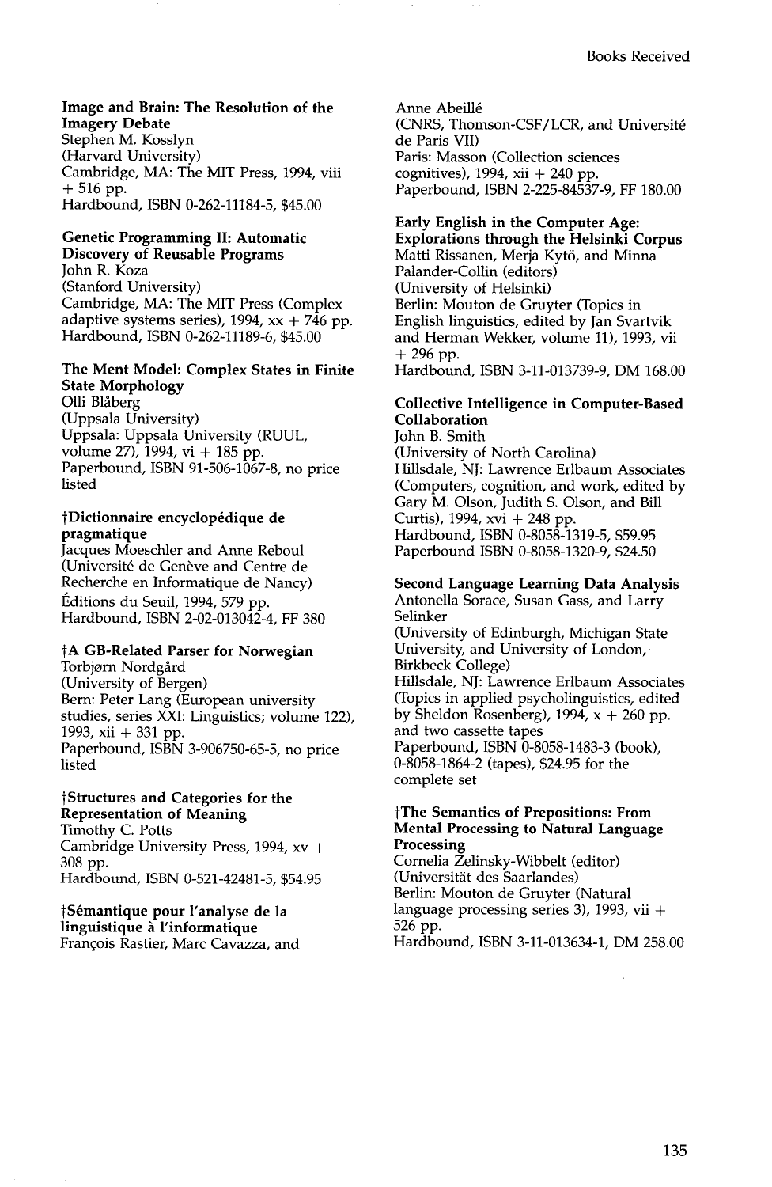**Image and Brain: The Resolution of the Imagery Debate**
Stephen M. Kosslyn
(Harvard University)
Cambridge, MA: The MIT Press, 1994, viii + 516 pp.
Hardbound, ISBN 0-262-11184-5, $45.00

**Genetic Programming II: Automatic Discovery of Reusable Programs**
John R. Koza
(Stanford University)
Cambridge, MA: The MIT Press (Complex adaptive systems series), 1994, xx + 746 pp.
Hardbound, ISBN 0-262-11189-6, $45.00

**The Ment Model: Complex States in Finite State Morphology**
Olli Blåberg
(Uppsala University)
Uppsala: Uppsala University (RUUL, volume 27), 1994, vi + 185 pp.
Paperbound, ISBN 91-506-1067-8, no price listed

**†Dictionnaire encyclopédique de pragmatique**
Jacques Moeschler and Anne Reboul
(Université de Genève and Centre de Recherche en Informatique de Nancy)
Éditions du Seuil, 1994, 579 pp.
Hardbound, ISBN 2-02-013042-4, FF 380

**†A GB-Related Parser for Norwegian**
Torbjørn Nordgård
(University of Bergen)
Bern: Peter Lang (European university studies, series XXI: Linguistics; volume 122), 1993, xii + 331 pp.
Paperbound, ISBN 3-906750-65-5, no price listed

**†Structures and Categories for the Representation of Meaning**
Timothy C. Potts
Cambridge University Press, 1994, xv + 308 pp.
Hardbound, ISBN 0-521-42481-5, $54.95

**†Sémantique pour l'analyse de la linguistique à l'informatique**
François Rastier, Marc Cavazza, and Anne Abeillé
(CNRS, Thomson-CSF/LCR, and Université de Paris VII)
Paris: Masson (Collection sciences cognitives), 1994, xii + 240 pp.
Paperbound, ISBN 2-225-84537-9, FF 180.00

**Early English in the Computer Age: Explorations through the Helsinki Corpus**
Matti Rissanen, Merja Kytö, and Minna Palander-Collin (editors)
(University of Helsinki)
Berlin: Mouton de Gruyter (Topics in English linguistics, edited by Jan Svartvik and Herman Wekker, volume 11), 1993, vii + 296 pp.
Hardbound, ISBN 3-11-013739-9, DM 168.00

**Collective Intelligence in Computer-Based Collaboration**
John B. Smith
(University of North Carolina)
Hillsdale, NJ: Lawrence Erlbaum Associates (Computers, cognition, and work, edited by Gary M. Olson, Judith S. Olson, and Bill Curtis), 1994, xvi + 248 pp.
Hardbound, ISBN 0-8058-1319-5, $59.95
Paperbound ISBN 0-8058-1320-9, $24.50

**Second Language Learning Data Analysis**
Antonella Sorace, Susan Gass, and Larry Selinker
(University of Edinburgh, Michigan State University, and University of London, Birkbeck College)
Hillsdale, NJ: Lawrence Erlbaum Associates (Topics in applied psycholinguistics, edited by Sheldon Rosenberg), 1994, x + 260 pp. and two cassette tapes
Paperbound, ISBN 0-8058-1483-3 (book), 0-8058-1864-2 (tapes), $24.95 for the complete set

**†The Semantics of Prepositions: From Mental Processing to Natural Language Processing**
Cornelia Zelinsky-Wibbelt (editor)
(Universität des Saarlandes)
Berlin: Mouton de Gruyter (Natural language processing series 3), 1993, vii + 526 pp.
Hardbound, ISBN 3-11-013634-1, DM 258.00